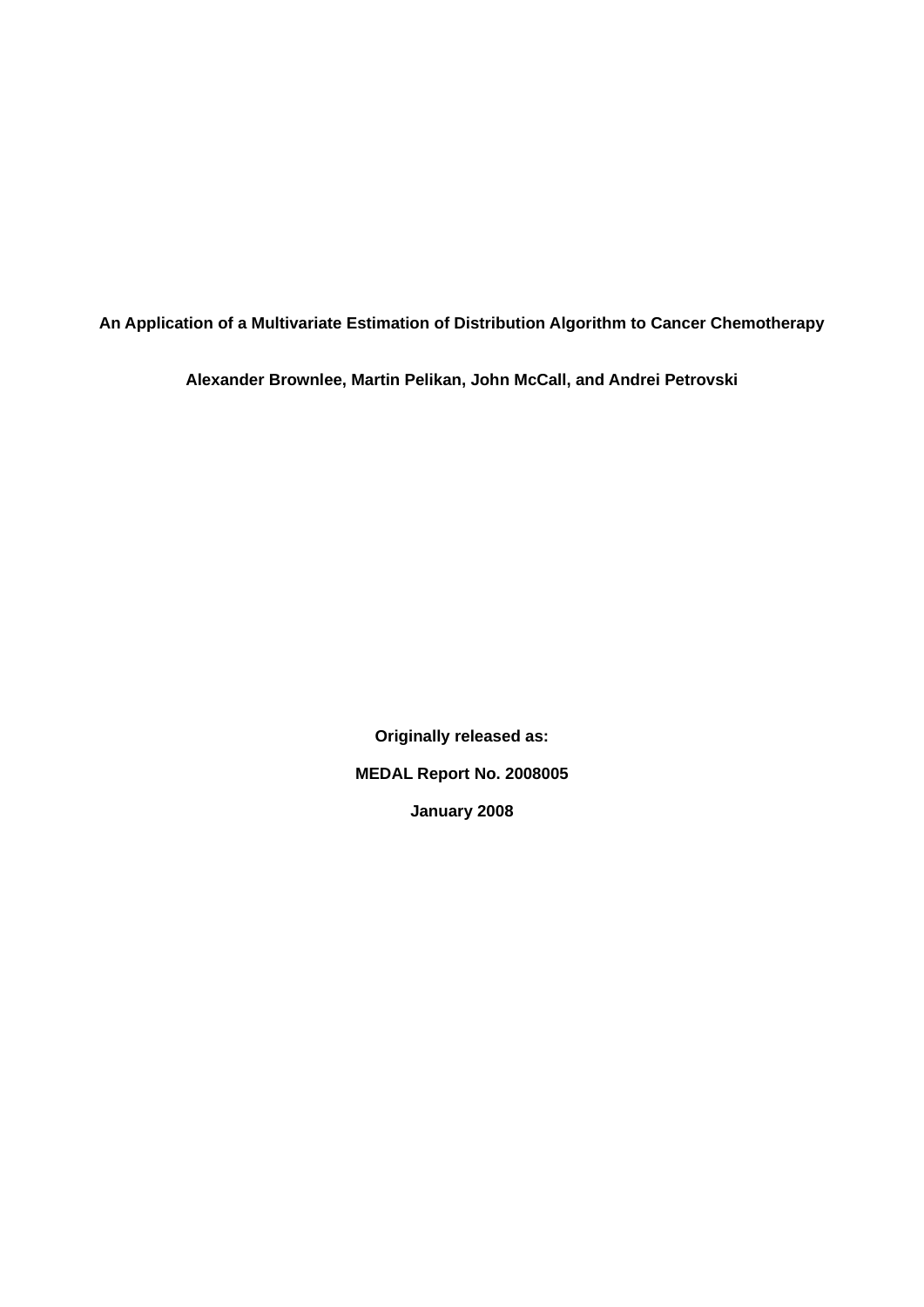# An Application of a Multivariate Estimation of Distribution Algorithm to Cancer Chemotherapy

**Alexander Brownlee, Martin Pelikan, John McCall, and Andrei Petrovski**

**Originally released as:**

**MEDAL Report No. 2008005**

**January 2008**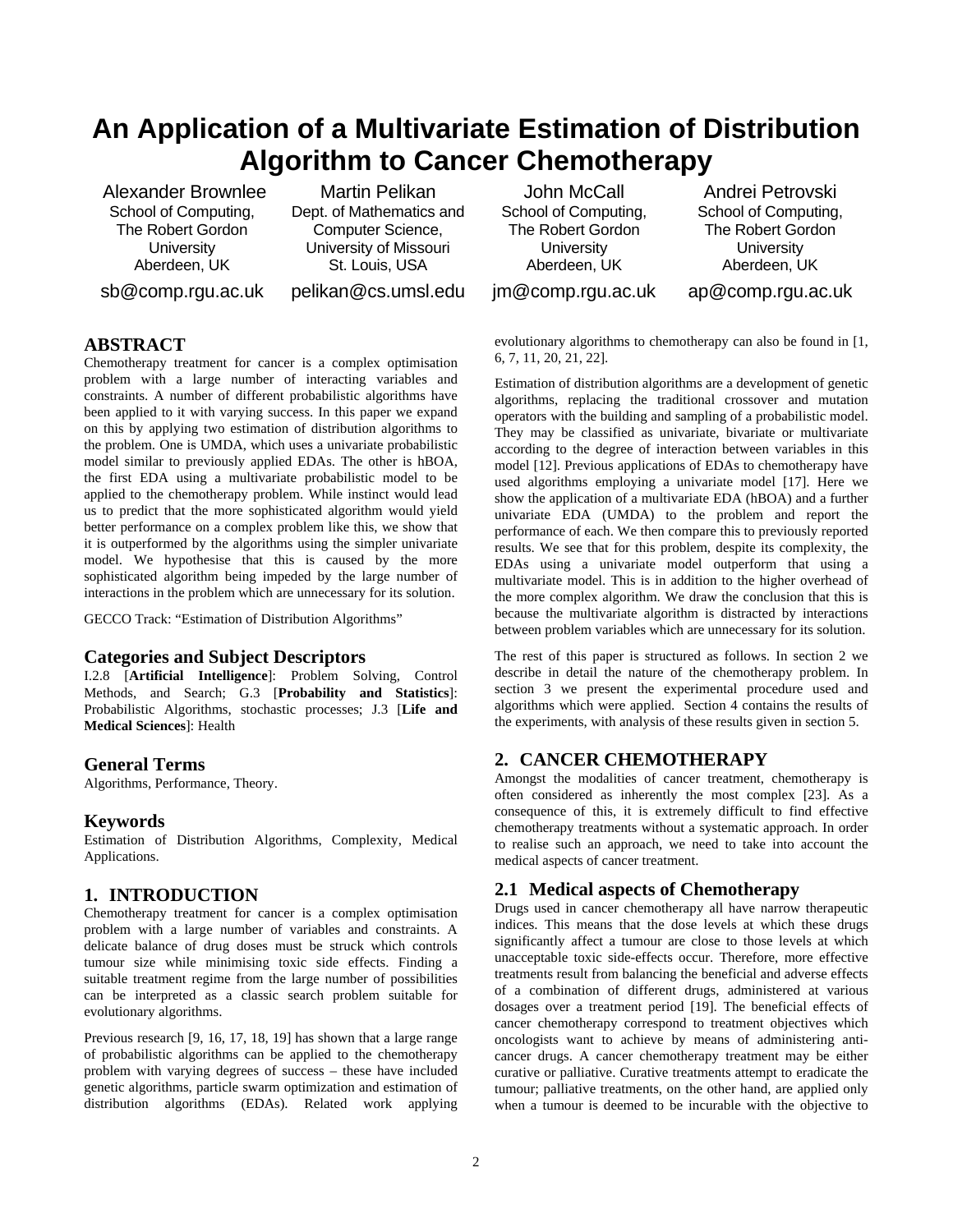# An Application of a Multivariate Estimation of Distribution Algorithm to Cancer Chemotherapy

Alexander Brownlee
School of Computing, The Robert Gordon University
Aberdeen, UK
sb@comp.rgu.ac.uk

Martin Pelikan
Dept. of Mathematics and Computer Science, University of Missouri
St. Louis, USA
pelikan@cs.umsl.edu

John McCall
School of Computing, The Robert Gordon University
Aberdeen, UK
jm@comp.rgu.ac.uk

Andrei Petrovski
School of Computing, The Robert Gordon University
Aberdeen, UK
ap@comp.rgu.ac.uk

## ABSTRACT

Chemotherapy treatment for cancer is a complex optimisation problem with a large number of interacting variables and constraints. A number of different probabilistic algorithms have been applied to it with varying success. In this paper we expand on this by applying two estimation of distribution algorithms to the problem. One is UMDA, which uses a univariate probabilistic model similar to previously applied EDAs. The other is hBOA, the first EDA using a multivariate probabilistic model to be applied to the chemotherapy problem. While instinct would lead us to predict that the more sophisticated algorithm would yield better performance on a complex problem like this, we show that it is outperformed by the algorithms using the simpler univariate model. We hypothesise that this is caused by the more sophisticated algorithm being impeded by the large number of interactions in the problem which are unnecessary for its solution.

GECCO Track: "Estimation of Distribution Algorithms"

### Categories and Subject Descriptors

I.2.8 [**Artificial Intelligence**]: Problem Solving, Control Methods, and Search; G.3 [**Probability and Statistics**]: Probabilistic Algorithms, stochastic processes; J.3 [**Life and Medical Sciences**]: Health

### General Terms

Algorithms, Performance, Theory.

### Keywords

Estimation of Distribution Algorithms, Complexity, Medical Applications.

## 1. INTRODUCTION

Chemotherapy treatment for cancer is a complex optimisation problem with a large number of variables and constraints. A delicate balance of drug doses must be struck which controls tumour size while minimising toxic side effects. Finding a suitable treatment regime from the large number of possibilities can be interpreted as a classic search problem suitable for evolutionary algorithms.

Previous research [9, 16, 17, 18, 19] has shown that a large range of probabilistic algorithms can be applied to the chemotherapy problem with varying degrees of success – these have included genetic algorithms, particle swarm optimization and estimation of distribution algorithms (EDAs). Related work applying evolutionary algorithms to chemotherapy can also be found in [1, 6, 7, 11, 20, 21, 22].

Estimation of distribution algorithms are a development of genetic algorithms, replacing the traditional crossover and mutation operators with the building and sampling of a probabilistic model. They may be classified as univariate, bivariate or multivariate according to the degree of interaction between variables in this model [12]. Previous applications of EDAs to chemotherapy have used algorithms employing a univariate model [17]. Here we show the application of a multivariate EDA (hBOA) and a further univariate EDA (UMDA) to the problem and report the performance of each. We then compare this to previously reported results. We see that for this problem, despite its complexity, the EDAs using a univariate model outperform that using a multivariate model. This is in addition to the higher overhead of the more complex algorithm. We draw the conclusion that this is because the multivariate algorithm is distracted by interactions between problem variables which are unnecessary for its solution.

The rest of this paper is structured as follows. In section 2 we describe in detail the nature of the chemotherapy problem. In section 3 we present the experimental procedure used and algorithms which were applied. Section 4 contains the results of the experiments, with analysis of these results given in section 5.

## 2. CANCER CHEMOTHERAPY

Amongst the modalities of cancer treatment, chemotherapy is often considered as inherently the most complex [23]. As a consequence of this, it is extremely difficult to find effective chemotherapy treatments without a systematic approach. In order to realise such an approach, we need to take into account the medical aspects of cancer treatment.

### 2.1 Medical aspects of Chemotherapy

Drugs used in cancer chemotherapy all have narrow therapeutic indices. This means that the dose levels at which these drugs significantly affect a tumour are close to those levels at which unacceptable toxic side-effects occur. Therefore, more effective treatments result from balancing the beneficial and adverse effects of a combination of different drugs, administered at various dosages over a treatment period [19]. The beneficial effects of cancer chemotherapy correspond to treatment objectives which oncologists want to achieve by means of administering anti-cancer drugs. A cancer chemotherapy treatment may be either curative or palliative. Curative treatments attempt to eradicate the tumour; palliative treatments, on the other hand, are applied only when a tumour is deemed to be incurable with the objective to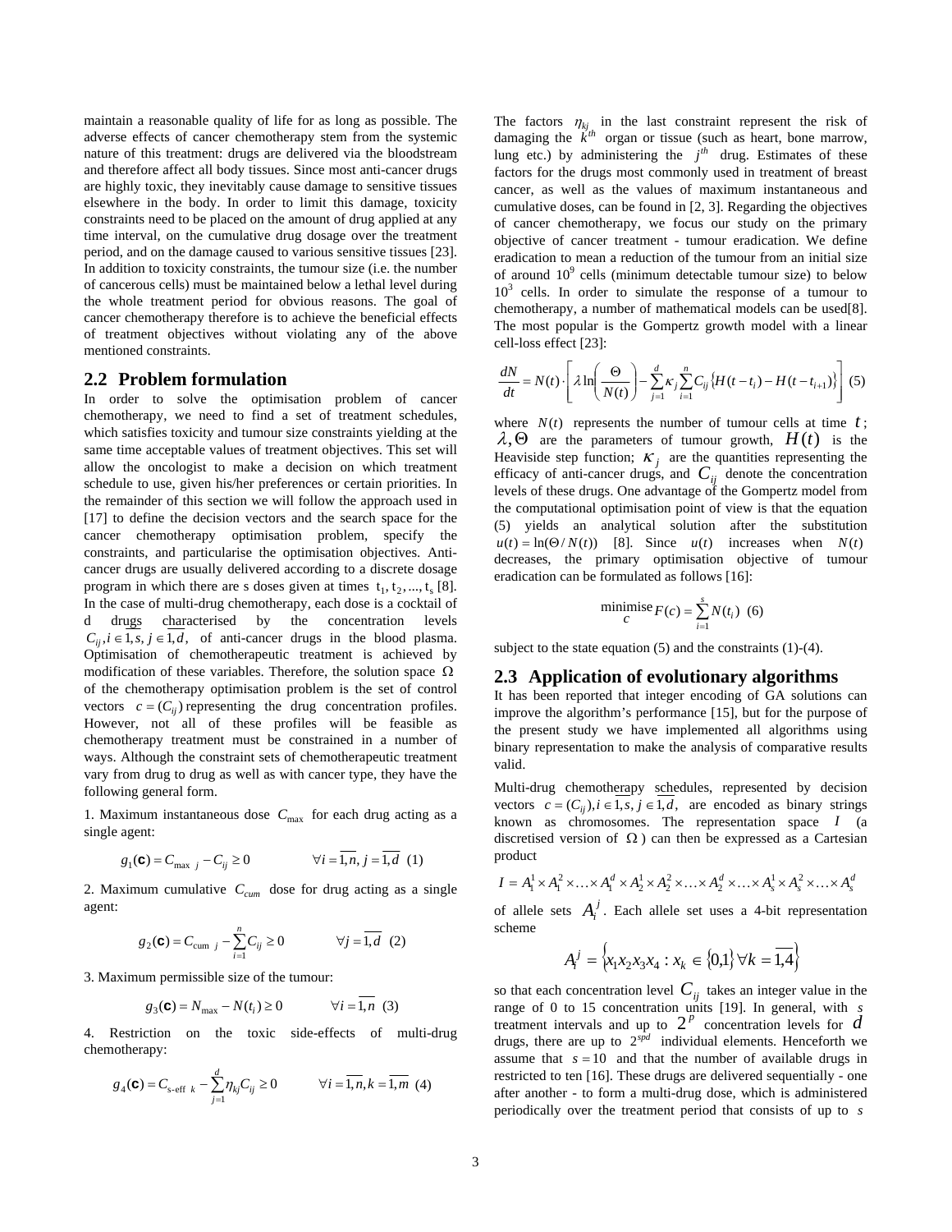maintain a reasonable quality of life for as long as possible. The adverse effects of cancer chemotherapy stem from the systemic nature of this treatment: drugs are delivered via the bloodstream and therefore affect all body tissues. Since most anti-cancer drugs are highly toxic, they inevitably cause damage to sensitive tissues elsewhere in the body. In order to limit this damage, toxicity constraints need to be placed on the amount of drug applied at any time interval, on the cumulative drug dosage over the treatment period, and on the damage caused to various sensitive tissues [23]. In addition to toxicity constraints, the tumour size (i.e. the number of cancerous cells) must be maintained below a lethal level during the whole treatment period for obvious reasons. The goal of cancer chemotherapy therefore is to achieve the beneficial effects of treatment objectives without violating any of the above mentioned constraints.

## 2.2 Problem formulation

In order to solve the optimisation problem of cancer chemotherapy, we need to find a set of treatment schedules, which satisfies toxicity and tumour size constraints yielding at the same time acceptable values of treatment objectives. This set will allow the oncologist to make a decision on which treatment schedule to use, given his/her preferences or certain priorities. In the remainder of this section we will follow the approach used in [17] to define the decision vectors and the search space for the cancer chemotherapy optimisation problem, specify the constraints, and particularise the optimisation objectives. Anti-cancer drugs are usually delivered according to a discrete dosage program in which there are s doses given at times $t_1, t_2, ..., t_s$ [8]. In the case of multi-drug chemotherapy, each dose is a cocktail of d drugs characterised by the concentration levels $C_{ij}, i \in \overline{1,s}, j \in \overline{1,d}$, of anti-cancer drugs in the blood plasma. Optimisation of chemotherapeutic treatment is achieved by modification of these variables. Therefore, the solution space $\Omega$ of the chemotherapy optimisation problem is the set of control vectors $c = (C_{ij})$ representing the drug concentration profiles. However, not all of these profiles will be feasible as chemotherapy treatment must be constrained in a number of ways. Although the constraint sets of chemotherapeutic treatment vary from drug to drug as well as with cancer type, they have the following general form.

1. Maximum instantaneous dose $C_{\max}$ for each drug acting as a single agent:

$$g_1(\mathbf{c}) = C_{\max\ j} - C_{ij} \geq 0 \qquad \forall i = \overline{1,n}, j = \overline{1,d} \quad (1)$$

2. Maximum cumulative $C_{cum}$ dose for drug acting as a single agent:

$$g_2(\mathbf{c}) = C_{\text{cum}\ j} - \sum_{i=1}^{n} C_{ij} \geq 0 \qquad \forall j = \overline{1,d} \quad (2)$$

3. Maximum permissible size of the tumour:

$$g_3(\mathbf{c}) = N_{\max} - N(t_i) \geq 0 \qquad \forall i = \overline{1,n} \quad (3)$$

4. Restriction on the toxic side-effects of multi-drug chemotherapy:

$$g_4(\mathbf{c}) = C_{\text{s-eff}\ k} - \sum_{j=1}^{d} \eta_{kj} C_{ij} \geq 0 \qquad \forall i = \overline{1,n}, k = \overline{1,m} \quad (4)$$

The factors $\eta_{kj}$ in the last constraint represent the risk of damaging the $k^{th}$ organ or tissue (such as heart, bone marrow, lung etc.) by administering the $j^{th}$ drug. Estimates of these factors for the drugs most commonly used in treatment of breast cancer, as well as the values of maximum instantaneous and cumulative doses, can be found in [2, 3]. Regarding the objectives of cancer chemotherapy, we focus our study on the primary objective of cancer treatment - tumour eradication. We define eradication to mean a reduction of the tumour from an initial size of around $10^9$ cells (minimum detectable tumour size) to below $10^3$ cells. In order to simulate the response of a tumour to chemotherapy, a number of mathematical models can be used[8]. The most popular is the Gompertz growth model with a linear cell-loss effect [23]:

$$\frac{dN}{dt} = N(t) \cdot \left[ \lambda \ln\left(\frac{\Theta}{N(t)}\right) - \sum_{j=1}^{d} \kappa_j \sum_{i=1}^{n} C_{ij} \left\{ H(t - t_i) - H(t - t_{i+1}) \right\} \right] \quad (5)$$

where $N(t)$ represents the number of tumour cells at time $t$; $\lambda, \Theta$ are the parameters of tumour growth, $H(t)$ is the Heaviside step function; $\kappa_j$ are the quantities representing the efficacy of anti-cancer drugs, and $C_{ij}$ denote the concentration levels of these drugs. One advantage of the Gompertz model from the computational optimisation point of view is that the equation (5) yields an analytical solution after the substitution $u(t) = \ln(\Theta / N(t))$ [8]. Since $u(t)$ increases when $N(t)$ decreases, the primary optimisation objective of tumour eradication can be formulated as follows [16]:

$$\underset{c}{\text{minimise}}\, F(c) = \sum_{i=1}^{s} N(t_i) \quad (6)$$

subject to the state equation (5) and the constraints (1)-(4).

## 2.3 Application of evolutionary algorithms

It has been reported that integer encoding of GA solutions can improve the algorithm's performance [15], but for the purpose of the present study we have implemented all algorithms using binary representation to make the analysis of comparative results valid.

Multi-drug chemotherapy schedules, represented by decision vectors $c = (C_{ij}), i \in \overline{1,s}, j \in \overline{1,d}$, are encoded as binary strings known as chromosomes. The representation space $I$ (a discretised version of $\Omega$) can then be expressed as a Cartesian product

$$I = A_1^1 \times A_1^2 \times \ldots \times A_1^d \times A_2^1 \times A_2^2 \times \ldots \times A_2^d \times \ldots \times A_s^1 \times A_s^2 \times \ldots \times A_s^d$$

of allele sets $A_i^j$. Each allele set uses a 4-bit representation scheme

$$A_i^j = \left\{ x_1 x_2 x_3 x_4 : x_k \in \{0,1\} \forall k = \overline{1,4} \right\}$$

so that each concentration level $C_{ij}$ takes an integer value in the range of 0 to 15 concentration units [19]. In general, with $s$ treatment intervals and up to $2^p$ concentration levels for $d$ drugs, there are up to $2^{spd}$ individual elements. Henceforth we assume that $s = 10$ and that the number of available drugs in restricted to ten [16]. These drugs are delivered sequentially - one after another - to form a multi-drug dose, which is administered periodically over the treatment period that consists of up to $s$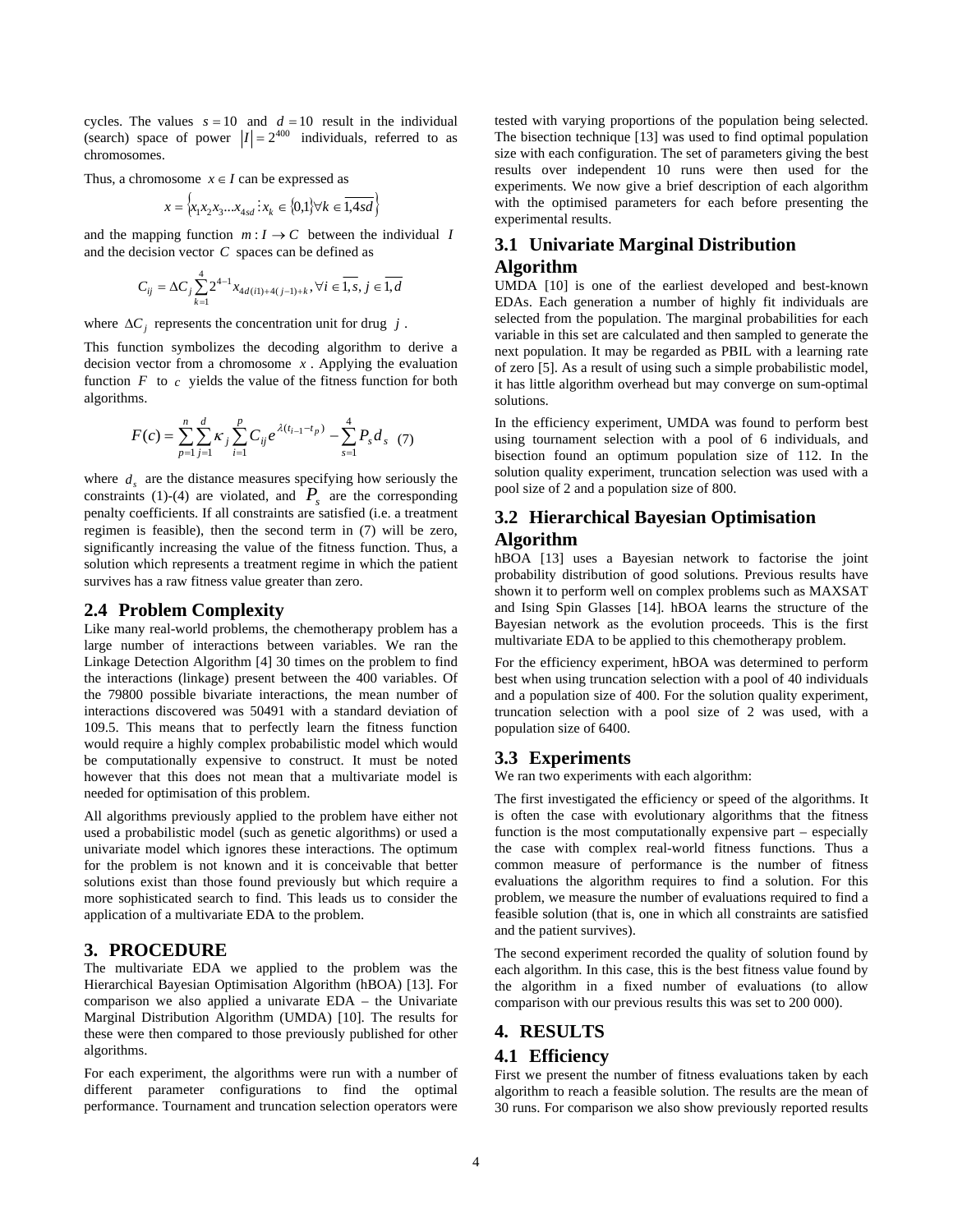cycles. The values $s = 10$ and $d = 10$ result in the individual (search) space of power $|I| = 2^{400}$ individuals, referred to as chromosomes.

Thus, a chromosome $x \in I$ can be expressed as

$$x = \left\{ x_1 x_2 x_3 ... x_{4sd} : x_k \in \{0,1\} \forall k \in \overline{1,4sd} \right\}$$

and the mapping function $m : I \rightarrow C$ between the individual $I$ and the decision vector $C$ spaces can be defined as

$$C_{ij} = \Delta C_j \sum_{k=1}^{4} 2^{4-1} x_{4d(i1)+4(j-1)+k}, \forall i \in \overline{1,s}, j \in \overline{1,d}$$

where $\Delta C_j$ represents the concentration unit for drug $j$.

This function symbolizes the decoding algorithm to derive a decision vector from a chromosome $x$. Applying the evaluation function $F$ to $c$ yields the value of the fitness function for both algorithms.

$$F(c) = \sum_{p=1}^{n} \sum_{j=1}^{d} \kappa_j \sum_{i=1}^{p} C_{ij} e^{\lambda(t_{i-1} - t_p)} - \sum_{s=1}^{4} P_s d_s \quad (7)$$

where $d_s$ are the distance measures specifying how seriously the constraints (1)-(4) are violated, and $P_s$ are the corresponding penalty coefficients. If all constraints are satisfied (i.e. a treatment regimen is feasible), then the second term in (7) will be zero, significantly increasing the value of the fitness function. Thus, a solution which represents a treatment regime in which the patient survives has a raw fitness value greater than zero.

### 2.4 Problem Complexity

Like many real-world problems, the chemotherapy problem has a large number of interactions between variables. We ran the Linkage Detection Algorithm [4] 30 times on the problem to find the interactions (linkage) present between the 400 variables. Of the 79800 possible bivariate interactions, the mean number of interactions discovered was 50491 with a standard deviation of 109.5. This means that to perfectly learn the fitness function would require a highly complex probabilistic model which would be computationally expensive to construct. It must be noted however that this does not mean that a multivariate model is needed for optimisation of this problem.

All algorithms previously applied to the problem have either not used a probabilistic model (such as genetic algorithms) or used a univariate model which ignores these interactions. The optimum for the problem is not known and it is conceivable that better solutions exist than those found previously but which require a more sophisticated search to find. This leads us to consider the application of a multivariate EDA to the problem.

## 3. PROCEDURE

The multivariate EDA we applied to the problem was the Hierarchical Bayesian Optimisation Algorithm (hBOA) [13]. For comparison we also applied a univarate EDA – the Univariate Marginal Distribution Algorithm (UMDA) [10]. The results for these were then compared to those previously published for other algorithms.

For each experiment, the algorithms were run with a number of different parameter configurations to find the optimal performance. Tournament and truncation selection operators were tested with varying proportions of the population being selected. The bisection technique [13] was used to find optimal population size with each configuration. The set of parameters giving the best results over independent 10 runs were then used for the experiments. We now give a brief description of each algorithm with the optimised parameters for each before presenting the experimental results.

### 3.1 Univariate Marginal Distribution Algorithm

UMDA [10] is one of the earliest developed and best-known EDAs. Each generation a number of highly fit individuals are selected from the population. The marginal probabilities for each variable in this set are calculated and then sampled to generate the next population. It may be regarded as PBIL with a learning rate of zero [5]. As a result of using such a simple probabilistic model, it has little algorithm overhead but may converge on sum-optimal solutions.

In the efficiency experiment, UMDA was found to perform best using tournament selection with a pool of 6 individuals, and bisection found an optimum population size of 112. In the solution quality experiment, truncation selection was used with a pool size of 2 and a population size of 800.

### 3.2 Hierarchical Bayesian Optimisation Algorithm

hBOA [13] uses a Bayesian network to factorise the joint probability distribution of good solutions. Previous results have shown it to perform well on complex problems such as MAXSAT and Ising Spin Glasses [14]. hBOA learns the structure of the Bayesian network as the evolution proceeds. This is the first multivariate EDA to be applied to this chemotherapy problem.

For the efficiency experiment, hBOA was determined to perform best when using truncation selection with a pool of 40 individuals and a population size of 400. For the solution quality experiment, truncation selection with a pool size of 2 was used, with a population size of 6400.

### 3.3 Experiments

We ran two experiments with each algorithm:

The first investigated the efficiency or speed of the algorithms. It is often the case with evolutionary algorithms that the fitness function is the most computationally expensive part – especially the case with complex real-world fitness functions. Thus a common measure of performance is the number of fitness evaluations the algorithm requires to find a solution. For this problem, we measure the number of evaluations required to find a feasible solution (that is, one in which all constraints are satisfied and the patient survives).

The second experiment recorded the quality of solution found by each algorithm. In this case, this is the best fitness value found by the algorithm in a fixed number of evaluations (to allow comparison with our previous results this was set to 200 000).

## 4. RESULTS

### 4.1 Efficiency

First we present the number of fitness evaluations taken by each algorithm to reach a feasible solution. The results are the mean of 30 runs. For comparison we also show previously reported results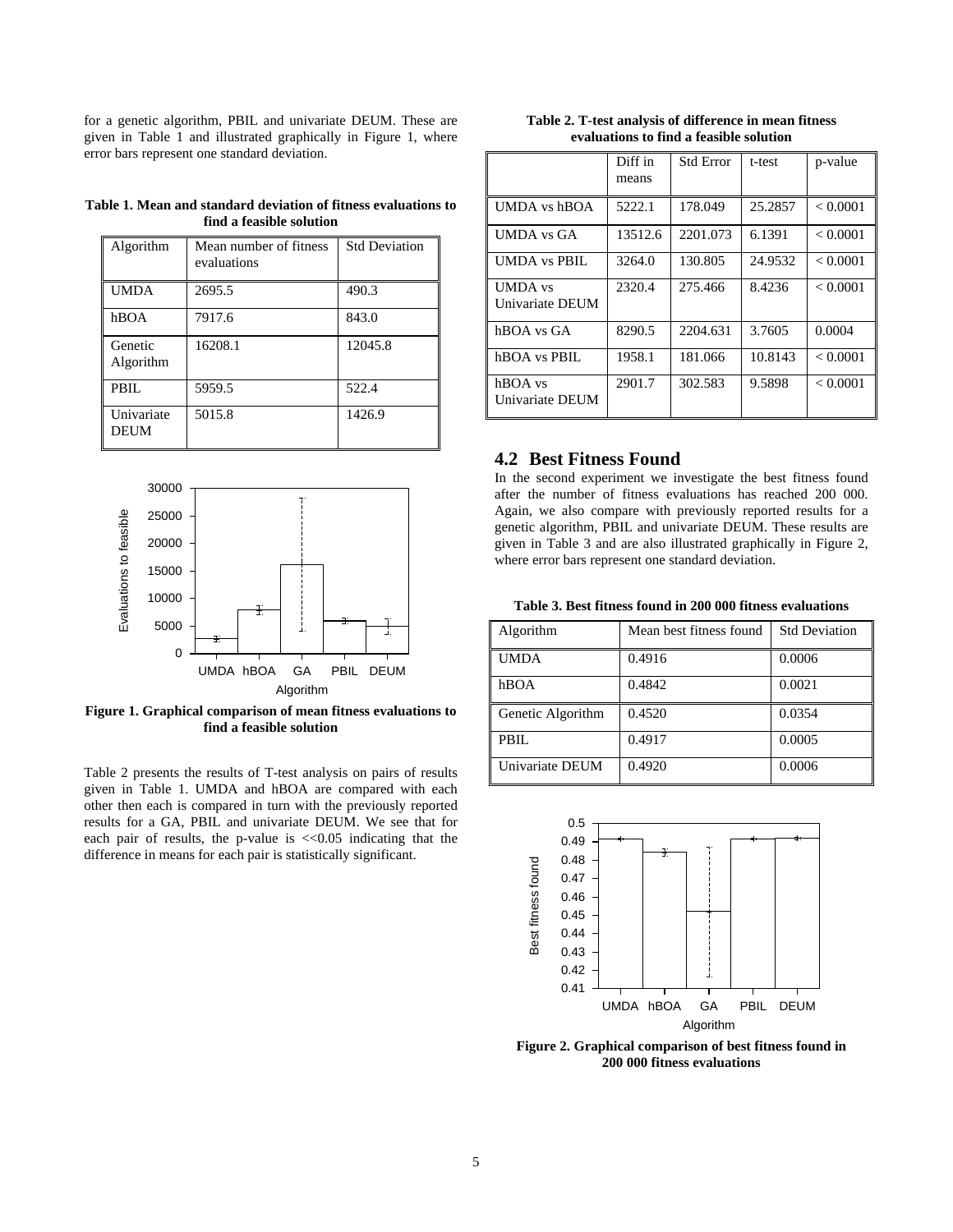for a genetic algorithm, PBIL and univariate DEUM. These are given in Table 1 and illustrated graphically in Figure 1, where error bars represent one standard deviation.

**Table 1. Mean and standard deviation of fitness evaluations to find a feasible solution**

| Algorithm | Mean number of fitness evaluations | Std Deviation |
|---|---|---|
| UMDA | 2695.5 | 490.3 |
| hBOA | 7917.6 | 843.0 |
| Genetic Algorithm | 16208.1 | 12045.8 |
| PBIL | 5959.5 | 522.4 |
| Univariate DEUM | 5015.8 | 1426.9 |

**Figure 1. Graphical comparison of mean fitness evaluations to find a feasible solution**

Table 2 presents the results of T-test analysis on pairs of results given in Table 1. UMDA and hBOA are compared with each other then each is compared in turn with the previously reported results for a GA, PBIL and univariate DEUM. We see that for each pair of results, the p-value is <<0.05 indicating that the difference in means for each pair is statistically significant.

**Table 2. T-test analysis of difference in mean fitness evaluations to find a feasible solution**

| | Diff in means | Std Error | t-test | p-value |
|---|---|---|---|---|
| UMDA vs hBOA | 5222.1 | 178.049 | 25.2857 | < 0.0001 |
| UMDA vs GA | 13512.6 | 2201.073 | 6.1391 | < 0.0001 |
| UMDA vs PBIL | 3264.0 | 130.805 | 24.9532 | < 0.0001 |
| UMDA vs Univariate DEUM | 2320.4 | 275.466 | 8.4236 | < 0.0001 |
| hBOA vs GA | 8290.5 | 2204.631 | 3.7605 | 0.0004 |
| hBOA vs PBIL | 1958.1 | 181.066 | 10.8143 | < 0.0001 |
| hBOA vs Univariate DEUM | 2901.7 | 302.583 | 9.5898 | < 0.0001 |

## 4.2 Best Fitness Found

In the second experiment we investigate the best fitness found after the number of fitness evaluations has reached 200 000. Again, we also compare with previously reported results for a genetic algorithm, PBIL and univariate DEUM. These results are given in Table 3 and are also illustrated graphically in Figure 2, where error bars represent one standard deviation.

**Table 3. Best fitness found in 200 000 fitness evaluations**

| Algorithm | Mean best fitness found | Std Deviation |
|---|---|---|
| UMDA | 0.4916 | 0.0006 |
| hBOA | 0.4842 | 0.0021 |
| Genetic Algorithm | 0.4520 | 0.0354 |
| PBIL | 0.4917 | 0.0005 |
| Univariate DEUM | 0.4920 | 0.0006 |

**Figure 2. Graphical comparison of best fitness found in 200 000 fitness evaluations**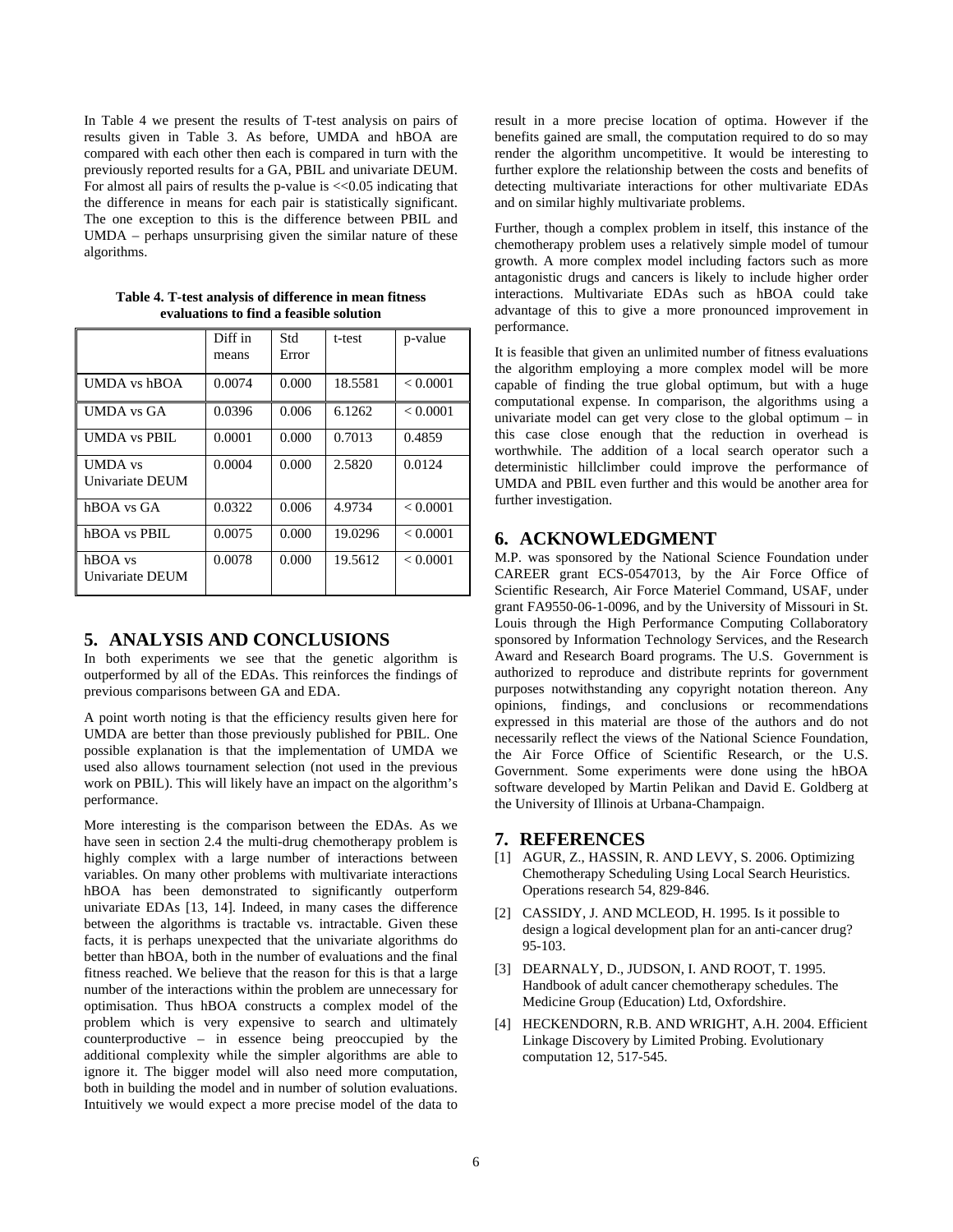In Table 4 we present the results of T-test analysis on pairs of results given in Table 3. As before, UMDA and hBOA are compared with each other then each is compared in turn with the previously reported results for a GA, PBIL and univariate DEUM. For almost all pairs of results the p-value is <<0.05 indicating that the difference in means for each pair is statistically significant. The one exception to this is the difference between PBIL and UMDA – perhaps unsurprising given the similar nature of these algorithms.

**Table 4. T-test analysis of difference in mean fitness evaluations to find a feasible solution**

| | Diff in means | Std Error | t-test | p-value |
|---|---|---|---|---|
| UMDA vs hBOA | 0.0074 | 0.000 | 18.5581 | < 0.0001 |
| UMDA vs GA | 0.0396 | 0.006 | 6.1262 | < 0.0001 |
| UMDA vs PBIL | 0.0001 | 0.000 | 0.7013 | 0.4859 |
| UMDA vs Univariate DEUM | 0.0004 | 0.000 | 2.5820 | 0.0124 |
| hBOA vs GA | 0.0322 | 0.006 | 4.9734 | < 0.0001 |
| hBOA vs PBIL | 0.0075 | 0.000 | 19.0296 | < 0.0001 |
| hBOA vs Univariate DEUM | 0.0078 | 0.000 | 19.5612 | < 0.0001 |

## 5. ANALYSIS AND CONCLUSIONS

In both experiments we see that the genetic algorithm is outperformed by all of the EDAs. This reinforces the findings of previous comparisons between GA and EDA.

A point worth noting is that the efficiency results given here for UMDA are better than those previously published for PBIL. One possible explanation is that the implementation of UMDA we used also allows tournament selection (not used in the previous work on PBIL). This will likely have an impact on the algorithm's performance.

More interesting is the comparison between the EDAs. As we have seen in section 2.4 the multi-drug chemotherapy problem is highly complex with a large number of interactions between variables. On many other problems with multivariate interactions hBOA has been demonstrated to significantly outperform univariate EDAs [13, 14]. Indeed, in many cases the difference between the algorithms is tractable vs. intractable. Given these facts, it is perhaps unexpected that the univariate algorithms do better than hBOA, both in the number of evaluations and the final fitness reached. We believe that the reason for this is that a large number of the interactions within the problem are unnecessary for optimisation. Thus hBOA constructs a complex model of the problem which is very expensive to search and ultimately counterproductive – in essence being preoccupied by the additional complexity while the simpler algorithms are able to ignore it. The bigger model will also need more computation, both in building the model and in number of solution evaluations. Intuitively we would expect a more precise model of the data to result in a more precise location of optima. However if the benefits gained are small, the computation required to do so may render the algorithm uncompetitive. It would be interesting to further explore the relationship between the costs and benefits of detecting multivariate interactions for other multivariate EDAs and on similar highly multivariate problems.

Further, though a complex problem in itself, this instance of the chemotherapy problem uses a relatively simple model of tumour growth. A more complex model including factors such as more antagonistic drugs and cancers is likely to include higher order interactions. Multivariate EDAs such as hBOA could take advantage of this to give a more pronounced improvement in performance.

It is feasible that given an unlimited number of fitness evaluations the algorithm employing a more complex model will be more capable of finding the true global optimum, but with a huge computational expense. In comparison, the algorithms using a univariate model can get very close to the global optimum – in this case close enough that the reduction in overhead is worthwhile. The addition of a local search operator such a deterministic hillclimber could improve the performance of UMDA and PBIL even further and this would be another area for further investigation.

## 6. ACKNOWLEDGMENT

M.P. was sponsored by the National Science Foundation under CAREER grant ECS-0547013, by the Air Force Office of Scientific Research, Air Force Materiel Command, USAF, under grant FA9550-06-1-0096, and by the University of Missouri in St. Louis through the High Performance Computing Collaboratory sponsored by Information Technology Services, and the Research Award and Research Board programs. The U.S. Government is authorized to reproduce and distribute reprints for government purposes notwithstanding any copyright notation thereon. Any opinions, findings, and conclusions or recommendations expressed in this material are those of the authors and do not necessarily reflect the views of the National Science Foundation, the Air Force Office of Scientific Research, or the U.S. Government. Some experiments were done using the hBOA software developed by Martin Pelikan and David E. Goldberg at the University of Illinois at Urbana-Champaign.

## 7. REFERENCES

[1] AGUR, Z., HASSIN, R. AND LEVY, S. 2006. Optimizing Chemotherapy Scheduling Using Local Search Heuristics. Operations research 54, 829-846.

[2] CASSIDY, J. AND MCLEOD, H. 1995. Is it possible to design a logical development plan for an anti-cancer drug? 95-103.

[3] DEARNALY, D., JUDSON, I. AND ROOT, T. 1995. Handbook of adult cancer chemotherapy schedules. The Medicine Group (Education) Ltd, Oxfordshire.

[4] HECKENDORN, R.B. AND WRIGHT, A.H. 2004. Efficient Linkage Discovery by Limited Probing. Evolutionary computation 12, 517-545.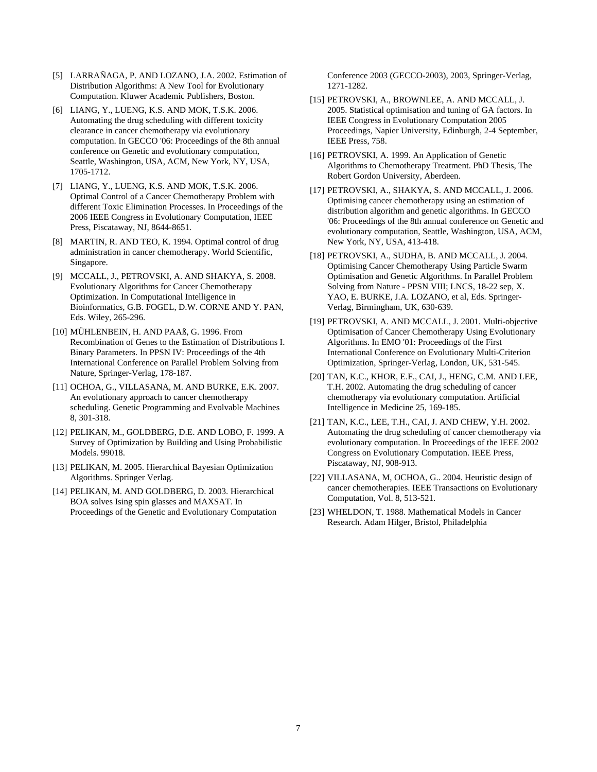[5] LARRAÑAGA, P. AND LOZANO, J.A. 2002. Estimation of Distribution Algorithms: A New Tool for Evolutionary Computation. Kluwer Academic Publishers, Boston.

[6] LIANG, Y., LUENG, K.S. AND MOK, T.S.K. 2006. Automating the drug scheduling with different toxicity clearance in cancer chemotherapy via evolutionary computation. In GECCO '06: Proceedings of the 8th annual conference on Genetic and evolutionary computation, Seattle, Washington, USA, ACM, New York, NY, USA, 1705-1712.

[7] LIANG, Y., LUENG, K.S. AND MOK, T.S.K. 2006. Optimal Control of a Cancer Chemotherapy Problem with different Toxic Elimination Processes. In Proceedings of the 2006 IEEE Congress in Evolutionary Computation, IEEE Press, Piscataway, NJ, 8644-8651.

[8] MARTIN, R. AND TEO, K. 1994. Optimal control of drug administration in cancer chemotherapy. World Scientific, Singapore.

[9] MCCALL, J., PETROVSKI, A. AND SHAKYA, S. 2008. Evolutionary Algorithms for Cancer Chemotherapy Optimization. In Computational Intelligence in Bioinformatics, G.B. FOGEL, D.W. CORNE AND Y. PAN, Eds. Wiley, 265-296.

[10] MÜHLENBEIN, H. AND PAAß, G. 1996. From Recombination of Genes to the Estimation of Distributions I. Binary Parameters. In PPSN IV: Proceedings of the 4th International Conference on Parallel Problem Solving from Nature, Springer-Verlag, 178-187.

[11] OCHOA, G., VILLASANA, M. AND BURKE, E.K. 2007. An evolutionary approach to cancer chemotherapy scheduling. Genetic Programming and Evolvable Machines 8, 301-318.

[12] PELIKAN, M., GOLDBERG, D.E. AND LOBO, F. 1999. A Survey of Optimization by Building and Using Probabilistic Models. 99018.

[13] PELIKAN, M. 2005. Hierarchical Bayesian Optimization Algorithms. Springer Verlag.

[14] PELIKAN, M. AND GOLDBERG, D. 2003. Hierarchical BOA solves Ising spin glasses and MAXSAT. In Proceedings of the Genetic and Evolutionary Computation Conference 2003 (GECCO-2003), 2003, Springer-Verlag, 1271-1282.

[15] PETROVSKI, A., BROWNLEE, A. AND MCCALL, J. 2005. Statistical optimisation and tuning of GA factors. In IEEE Congress in Evolutionary Computation 2005 Proceedings, Napier University, Edinburgh, 2-4 September, IEEE Press, 758.

[16] PETROVSKI, A. 1999. An Application of Genetic Algorithms to Chemotherapy Treatment. PhD Thesis, The Robert Gordon University, Aberdeen.

[17] PETROVSKI, A., SHAKYA, S. AND MCCALL, J. 2006. Optimising cancer chemotherapy using an estimation of distribution algorithm and genetic algorithms. In GECCO '06: Proceedings of the 8th annual conference on Genetic and evolutionary computation, Seattle, Washington, USA, ACM, New York, NY, USA, 413-418.

[18] PETROVSKI, A., SUDHA, B. AND MCCALL, J. 2004. Optimising Cancer Chemotherapy Using Particle Swarm Optimisation and Genetic Algorithms. In Parallel Problem Solving from Nature - PPSN VIII; LNCS, 18-22 sep, X. YAO, E. BURKE, J.A. LOZANO, et al, Eds. Springer-Verlag, Birmingham, UK, 630-639.

[19] PETROVSKI, A. AND MCCALL, J. 2001. Multi-objective Optimisation of Cancer Chemotherapy Using Evolutionary Algorithms. In EMO '01: Proceedings of the First International Conference on Evolutionary Multi-Criterion Optimization, Springer-Verlag, London, UK, 531-545.

[20] TAN, K.C., KHOR, E.F., CAI, J., HENG, C.M. AND LEE, T.H. 2002. Automating the drug scheduling of cancer chemotherapy via evolutionary computation. Artificial Intelligence in Medicine 25, 169-185.

[21] TAN, K.C., LEE, T.H., CAI, J. AND CHEW, Y.H. 2002. Automating the drug scheduling of cancer chemotherapy via evolutionary computation. In Proceedings of the IEEE 2002 Congress on Evolutionary Computation. IEEE Press, Piscataway, NJ, 908-913.

[22] VILLASANA, M, OCHOA, G.. 2004. Heuristic design of cancer chemotherapies. IEEE Transactions on Evolutionary Computation, Vol. 8, 513-521.

[23] WHELDON, T. 1988. Mathematical Models in Cancer Research. Adam Hilger, Bristol, Philadelphia